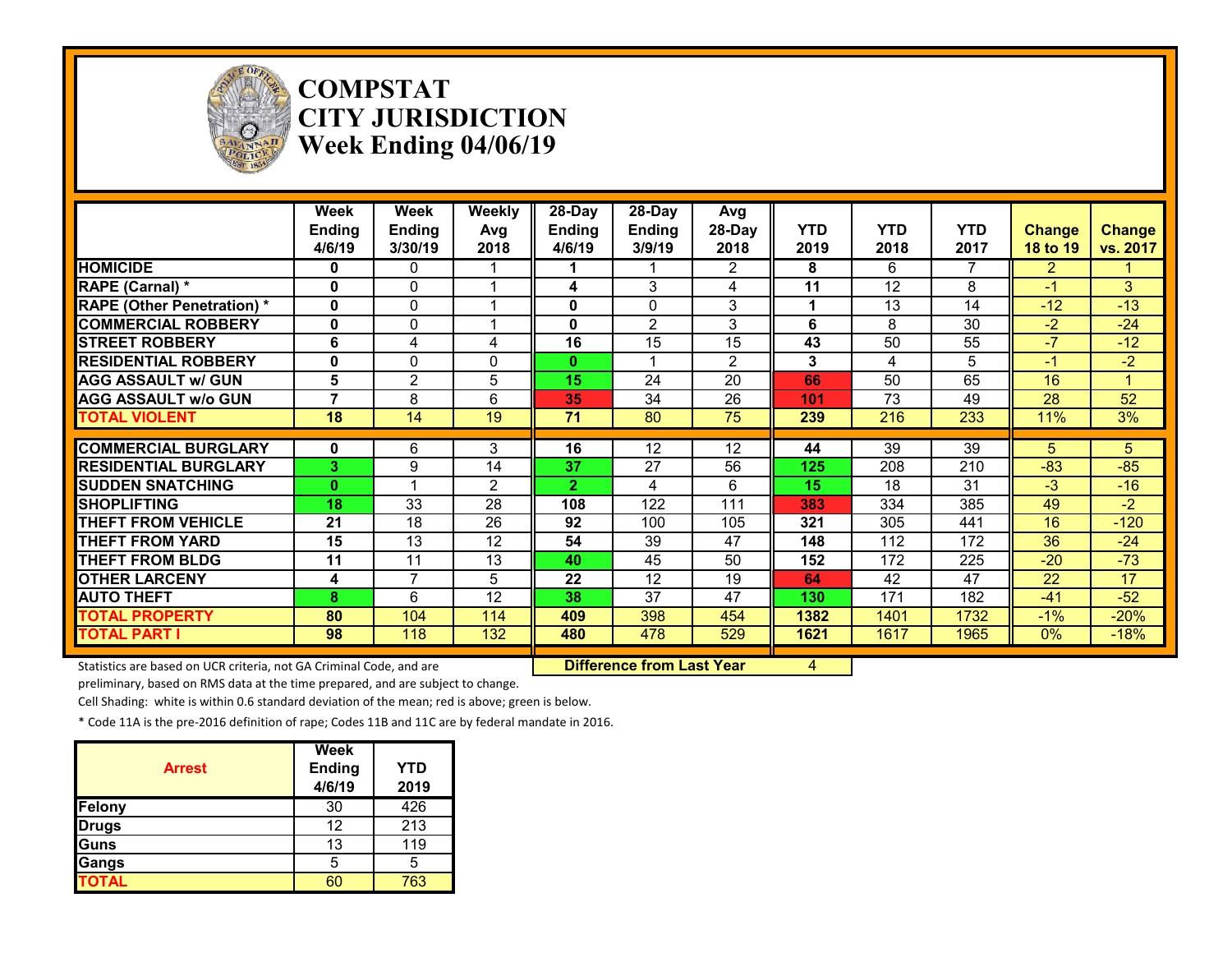# COMPSTAT
# CITY JURISDICTION
# Week Ending 04/06/19

| | Week Ending 4/6/19 | Week Ending 3/30/19 | Weekly Avg 2018 | 28-Day Ending 4/6/19 | 28-Day Ending 3/9/19 | Avg 28-Day 2018 | YTD 2019 | YTD 2018 | YTD 2017 | Change 18 to 19 | Change vs. 2017 |
|---|---|---|---|---|---|---|---|---|---|---|---|
| HOMICIDE | 0 | 0 | 1 | 1 | 1 | 2 | 8 | 6 | 7 | 2 | 1 |
| RAPE (Carnal) * | 0 | 0 | 1 | 4 | 3 | 4 | 11 | 12 | 8 | -1 | 3 |
| RAPE (Other Penetration) * | 0 | 0 | 1 | 0 | 0 | 3 | 1 | 13 | 14 | -12 | -13 |
| COMMERCIAL ROBBERY | 0 | 0 | 1 | 0 | 2 | 3 | 6 | 8 | 30 | -2 | -24 |
| STREET ROBBERY | 6 | 4 | 4 | 16 | 15 | 15 | 43 | 50 | 55 | -7 | -12 |
| RESIDENTIAL ROBBERY | 0 | 0 | 0 | 0 | 1 | 2 | 3 | 4 | 5 | -1 | -2 |
| AGG ASSAULT w/ GUN | 5 | 2 | 5 | 15 | 24 | 20 | 66 | 50 | 65 | 16 | 1 |
| AGG ASSAULT w/o GUN | 7 | 8 | 6 | 35 | 34 | 26 | 101 | 73 | 49 | 28 | 52 |
| TOTAL VIOLENT | 18 | 14 | 19 | 71 | 80 | 75 | 239 | 216 | 233 | 11% | 3% |
| COMMERCIAL BURGLARY | 0 | 6 | 3 | 16 | 12 | 12 | 44 | 39 | 39 | 5 | 5 |
| RESIDENTIAL BURGLARY | 3 | 9 | 14 | 37 | 27 | 56 | 125 | 208 | 210 | -83 | -85 |
| SUDDEN SNATCHING | 0 | 1 | 2 | 2 | 4 | 6 | 15 | 18 | 31 | -3 | -16 |
| SHOPLIFTING | 18 | 33 | 28 | 108 | 122 | 111 | 383 | 334 | 385 | 49 | -2 |
| THEFT FROM VEHICLE | 21 | 18 | 26 | 92 | 100 | 105 | 321 | 305 | 441 | 16 | -120 |
| THEFT FROM YARD | 15 | 13 | 12 | 54 | 39 | 47 | 148 | 112 | 172 | 36 | -24 |
| THEFT FROM BLDG | 11 | 11 | 13 | 40 | 45 | 50 | 152 | 172 | 225 | -20 | -73 |
| OTHER LARCENY | 4 | 7 | 5 | 22 | 12 | 19 | 64 | 42 | 47 | 22 | 17 |
| AUTO THEFT | 8 | 6 | 12 | 38 | 37 | 47 | 130 | 171 | 182 | -41 | -52 |
| TOTAL PROPERTY | 80 | 104 | 114 | 409 | 398 | 454 | 1382 | 1401 | 1732 | -1% | -20% |
| TOTAL PART I | 98 | 118 | 132 | 480 | 478 | 529 | 1621 | 1617 | 1965 | 0% | -18% |

**Difference from Last Year**: 4

Statistics are based on UCR criteria, not GA Criminal Code, and are preliminary, based on RMS data at the time prepared, and are subject to change.

Cell Shading: white is within 0.6 standard deviation of the mean; red is above; green is below.

* Code 11A is the pre-2016 definition of rape; Codes 11B and 11C are by federal mandate in 2016.

| Arrest | Week Ending 4/6/19 | YTD 2019 |
|---|---|---|
| Felony | 30 | 426 |
| Drugs | 12 | 213 |
| Guns | 13 | 119 |
| Gangs | 5 | 5 |
| TOTAL | 60 | 763 |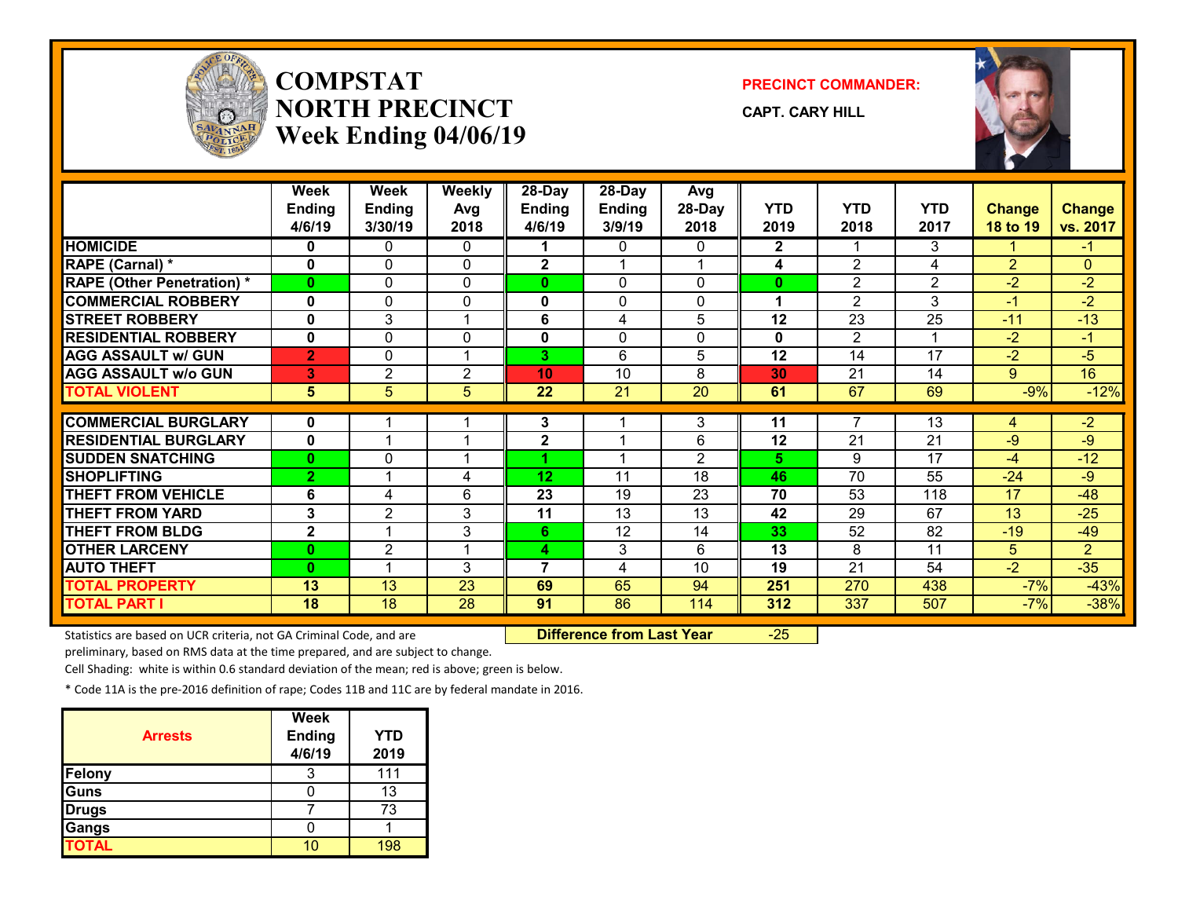# COMPSTAT NORTH PRECINCT
## Week Ending 04/06/19

**PRECINCT COMMANDER:**

**CAPT. CARY HILL**

| | Week Ending 4/6/19 | Week Ending 3/30/19 | Weekly Avg 2018 | 28-Day Ending 4/6/19 | 28-Day Ending 3/9/19 | Avg 28-Day 2018 | YTD 2019 | YTD 2018 | YTD 2017 | Change 18 to 19 | Change vs. 2017 |
|---|---|---|---|---|---|---|---|---|---|---|---|
| HOMICIDE | 0 | 0 | 0 | 1 | 0 | 0 | 2 | 1 | 3 | 1 | -1 |
| RAPE (Carnal) * | 0 | 0 | 0 | 2 | 1 | 1 | 4 | 2 | 4 | 2 | 0 |
| RAPE (Other Penetration) * | 0 | 0 | 0 | 0 | 0 | 0 | 0 | 2 | 2 | -2 | -2 |
| COMMERCIAL ROBBERY | 0 | 0 | 0 | 0 | 0 | 0 | 1 | 2 | 3 | -1 | -2 |
| STREET ROBBERY | 0 | 3 | 1 | 6 | 4 | 5 | 12 | 23 | 25 | -11 | -13 |
| RESIDENTIAL ROBBERY | 0 | 0 | 0 | 0 | 0 | 0 | 0 | 2 | 1 | -2 | -1 |
| AGG ASSAULT w/ GUN | 2 | 0 | 1 | 3 | 6 | 5 | 12 | 14 | 17 | -2 | -5 |
| AGG ASSAULT w/o GUN | 3 | 2 | 2 | 10 | 10 | 8 | 30 | 21 | 14 | 9 | 16 |
| TOTAL VIOLENT | 5 | 5 | 5 | 22 | 21 | 20 | 61 | 67 | 69 | -9% | -12% |
| COMMERCIAL BURGLARY | 0 | 1 | 1 | 3 | 1 | 3 | 11 | 7 | 13 | 4 | -2 |
| RESIDENTIAL BURGLARY | 0 | 1 | 1 | 2 | 1 | 6 | 12 | 21 | 21 | -9 | -9 |
| SUDDEN SNATCHING | 0 | 0 | 1 | 1 | 1 | 2 | 5 | 9 | 17 | -4 | -12 |
| SHOPLIFTING | 2 | 1 | 4 | 12 | 11 | 18 | 46 | 70 | 55 | -24 | -9 |
| THEFT FROM VEHICLE | 6 | 4 | 6 | 23 | 19 | 23 | 70 | 53 | 118 | 17 | -48 |
| THEFT FROM YARD | 3 | 2 | 3 | 11 | 13 | 13 | 42 | 29 | 67 | 13 | -25 |
| THEFT FROM BLDG | 2 | 1 | 3 | 6 | 12 | 14 | 33 | 52 | 82 | -19 | -49 |
| OTHER LARCENY | 0 | 2 | 1 | 4 | 3 | 6 | 13 | 8 | 11 | 5 | 2 |
| AUTO THEFT | 0 | 1 | 3 | 7 | 4 | 10 | 19 | 21 | 54 | -2 | -35 |
| TOTAL PROPERTY | 13 | 13 | 23 | 69 | 65 | 94 | 251 | 270 | 438 | -7% | -43% |
| TOTAL PART I | 18 | 18 | 28 | 91 | 86 | 114 | 312 | 337 | 507 | -7% | -38% |

**Difference from Last Year** -25

Statistics are based on UCR criteria, not GA Criminal Code, and are preliminary, based on RMS data at the time prepared, and are subject to change.

Cell Shading: white is within 0.6 standard deviation of the mean; red is above; green is below.

* Code 11A is the pre-2016 definition of rape; Codes 11B and 11C are by federal mandate in 2016.

| Arrests | Week Ending 4/6/19 | YTD 2019 |
|---|---|---|
| Felony | 3 | 111 |
| Guns | 0 | 13 |
| Drugs | 7 | 73 |
| Gangs | 0 | 1 |
| TOTAL | 10 | 198 |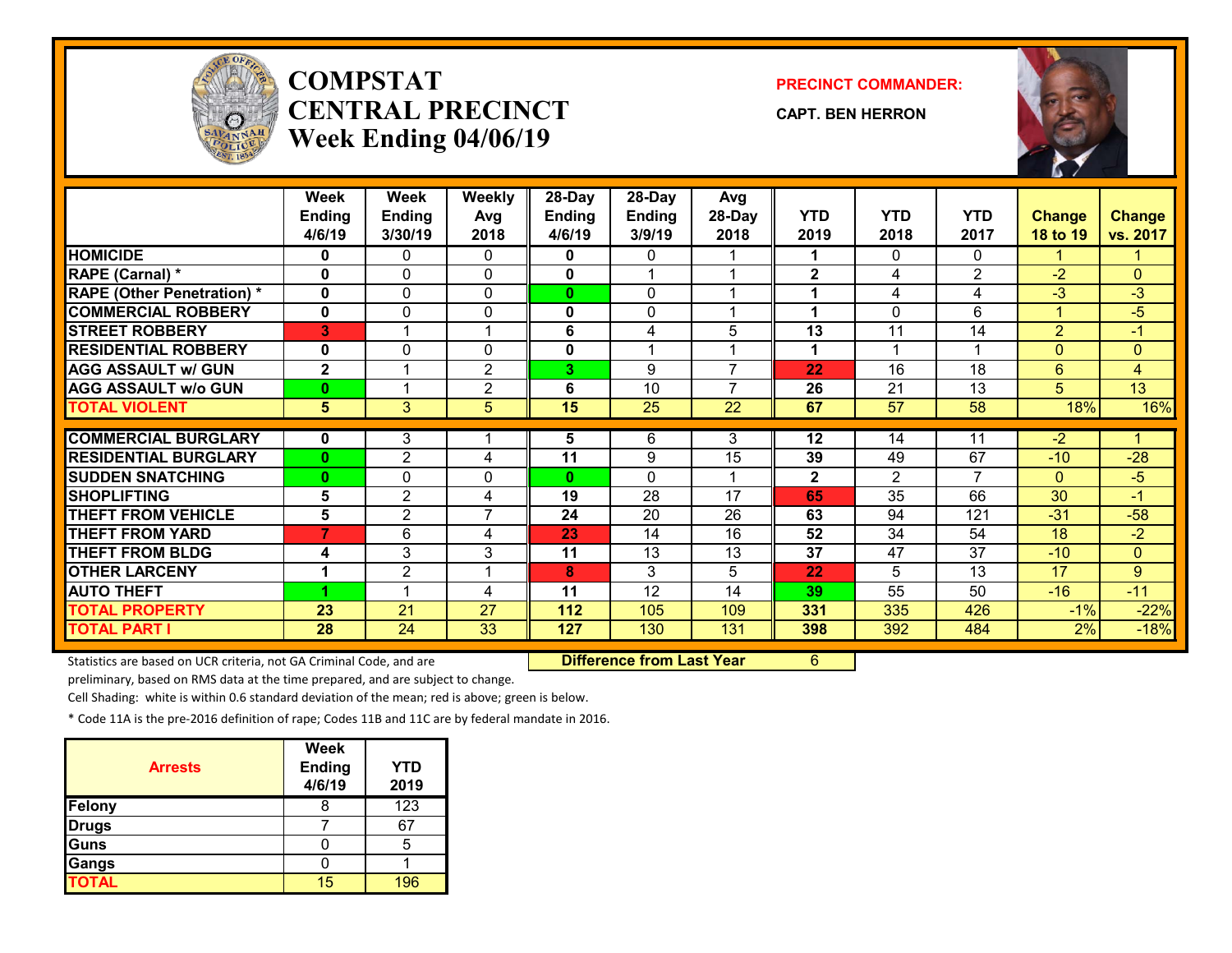# COMPSTAT
# CENTRAL PRECINCT
# Week Ending 04/06/19

**PRECINCT COMMANDER:**

**CAPT. BEN HERRON**

| | Week Ending 4/6/19 | Week Ending 3/30/19 | Weekly Avg 2018 | 28-Day Ending 4/6/19 | 28-Day Ending 3/9/19 | Avg 28-Day 2018 | YTD 2019 | YTD 2018 | YTD 2017 | Change 18 to 19 | Change vs. 2017 |
|---|---|---|---|---|---|---|---|---|---|---|---|
| HOMICIDE | 0 | 0 | 0 | 0 | 0 | 1 | 1 | 0 | 0 | 1 | 1 |
| RAPE (Carnal) * | 0 | 0 | 0 | 0 | 1 | 1 | 2 | 4 | 2 | -2 | 0 |
| RAPE (Other Penetration) * | 0 | 0 | 0 | 0 | 0 | 1 | 1 | 4 | 4 | -3 | -3 |
| COMMERCIAL ROBBERY | 0 | 0 | 0 | 0 | 0 | 1 | 1 | 0 | 6 | 1 | -5 |
| STREET ROBBERY | 3 | 1 | 1 | 6 | 4 | 5 | 13 | 11 | 14 | 2 | -1 |
| RESIDENTIAL ROBBERY | 0 | 0 | 0 | 0 | 1 | 1 | 1 | 1 | 1 | 0 | 0 |
| AGG ASSAULT w/ GUN | 2 | 1 | 2 | 3 | 9 | 7 | 22 | 16 | 18 | 6 | 4 |
| AGG ASSAULT w/o GUN | 0 | 1 | 2 | 6 | 10 | 7 | 26 | 21 | 13 | 5 | 13 |
| TOTAL VIOLENT | 5 | 3 | 5 | 15 | 25 | 22 | 67 | 57 | 58 | 18% | 16% |
| COMMERCIAL BURGLARY | 0 | 3 | 1 | 5 | 6 | 3 | 12 | 14 | 11 | -2 | 1 |
| RESIDENTIAL BURGLARY | 0 | 2 | 4 | 11 | 9 | 15 | 39 | 49 | 67 | -10 | -28 |
| SUDDEN SNATCHING | 0 | 0 | 0 | 0 | 0 | 1 | 2 | 2 | 7 | 0 | -5 |
| SHOPLIFTING | 5 | 2 | 4 | 19 | 28 | 17 | 65 | 35 | 66 | 30 | -1 |
| THEFT FROM VEHICLE | 5 | 2 | 7 | 24 | 20 | 26 | 63 | 94 | 121 | -31 | -58 |
| THEFT FROM YARD | 7 | 6 | 4 | 23 | 14 | 16 | 52 | 34 | 54 | 18 | -2 |
| THEFT FROM BLDG | 4 | 3 | 3 | 11 | 13 | 13 | 37 | 47 | 37 | -10 | 0 |
| OTHER LARCENY | 1 | 2 | 1 | 8 | 3 | 5 | 22 | 5 | 13 | 17 | 9 |
| AUTO THEFT | 1 | 1 | 4 | 11 | 12 | 14 | 39 | 55 | 50 | -16 | -11 |
| TOTAL PROPERTY | 23 | 21 | 27 | 112 | 105 | 109 | 331 | 335 | 426 | -1% | -22% |
| TOTAL PART I | 28 | 24 | 33 | 127 | 130 | 131 | 398 | 392 | 484 | 2% | -18% |

Statistics are based on UCR criteria, not GA Criminal Code, and are preliminary, based on RMS data at the time prepared, and are subject to change.

**Difference from Last Year** 6

Cell Shading: white is within 0.6 standard deviation of the mean; red is above; green is below.

* Code 11A is the pre-2016 definition of rape; Codes 11B and 11C are by federal mandate in 2016.

| Arrests | Week Ending 4/6/19 | YTD 2019 |
|---|---|---|
| Felony | 8 | 123 |
| Drugs | 7 | 67 |
| Guns | 0 | 5 |
| Gangs | 0 | 1 |
| TOTAL | 15 | 196 |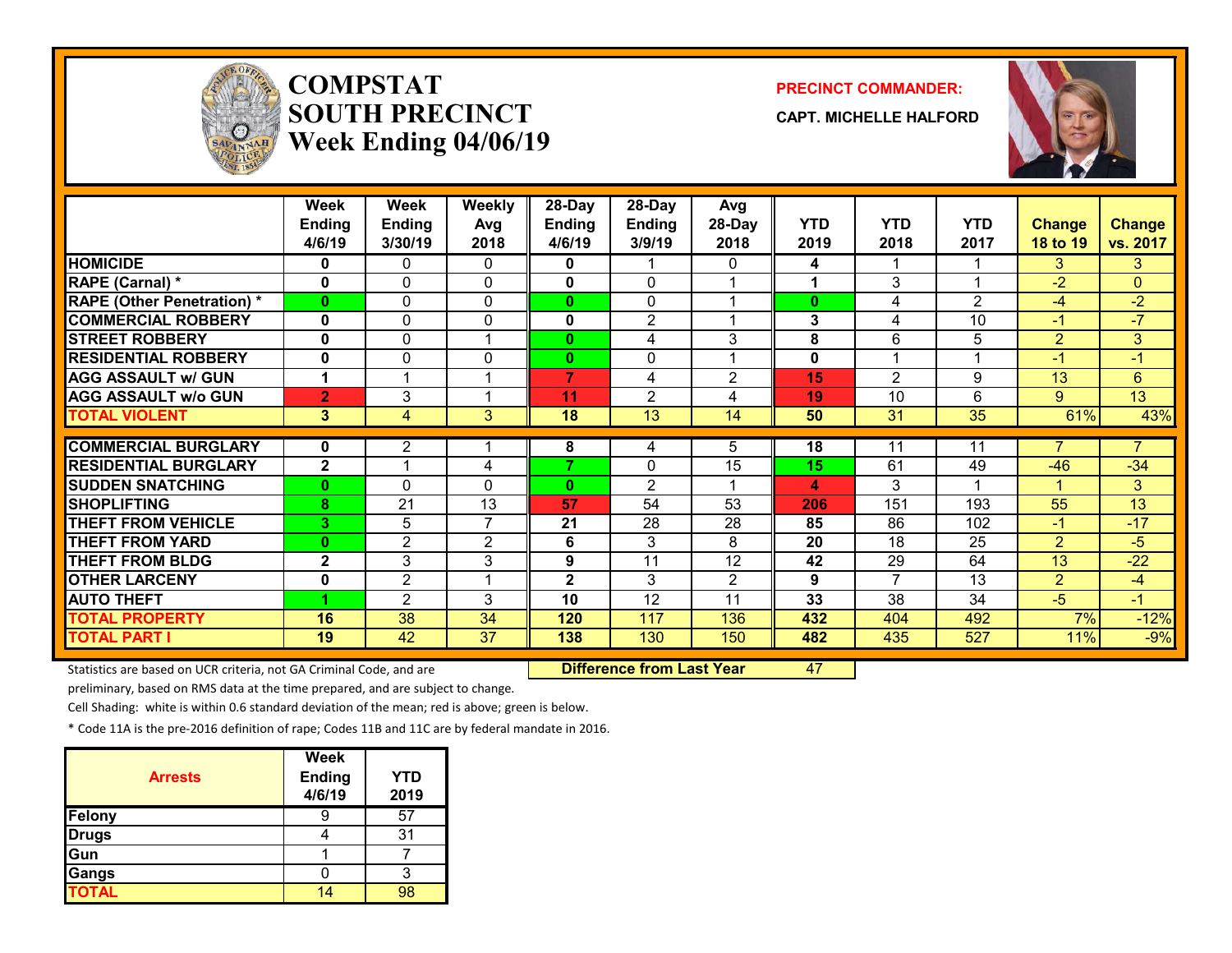# COMPSTAT SOUTH PRECINCT

## Week Ending 04/06/19

**PRECINCT COMMANDER:**

**CAPT. MICHELLE HALFORD**

| | Week Ending 4/6/19 | Week Ending 3/30/19 | Weekly Avg 2018 | 28-Day Ending 4/6/19 | 28-Day Ending 3/9/19 | Avg 28-Day 2018 | YTD 2019 | YTD 2018 | YTD 2017 | Change 18 to 19 | Change vs. 2017 |
|---|---|---|---|---|---|---|---|---|---|---|---|
| HOMICIDE | 0 | 0 | 0 | 0 | 1 | 0 | 4 | 1 | 1 | 3 | 3 |
| RAPE (Carnal) * | 0 | 0 | 0 | 0 | 0 | 1 | 1 | 3 | 1 | -2 | 0 |
| RAPE (Other Penetration) * | 0 | 0 | 0 | 0 | 0 | 1 | 0 | 4 | 2 | -4 | -2 |
| COMMERCIAL ROBBERY | 0 | 0 | 0 | 0 | 2 | 1 | 3 | 4 | 10 | -1 | -7 |
| STREET ROBBERY | 0 | 0 | 1 | 0 | 4 | 3 | 8 | 6 | 5 | 2 | 3 |
| RESIDENTIAL ROBBERY | 0 | 0 | 0 | 0 | 0 | 1 | 0 | 1 | 1 | -1 | -1 |
| AGG ASSAULT w/ GUN | 1 | 1 | 1 | 7 | 4 | 2 | 15 | 2 | 9 | 13 | 6 |
| AGG ASSAULT w/o GUN | 2 | 3 | 1 | 11 | 2 | 4 | 19 | 10 | 6 | 9 | 13 |
| TOTAL VIOLENT | 3 | 4 | 3 | 18 | 13 | 14 | 50 | 31 | 35 | 61% | 43% |
| COMMERCIAL BURGLARY | 0 | 2 | 1 | 8 | 4 | 5 | 18 | 11 | 11 | 7 | 7 |
| RESIDENTIAL BURGLARY | 2 | 1 | 4 | 7 | 0 | 15 | 15 | 61 | 49 | -46 | -34 |
| SUDDEN SNATCHING | 0 | 0 | 0 | 0 | 2 | 1 | 4 | 3 | 1 | 1 | 3 |
| SHOPLIFTING | 8 | 21 | 13 | 57 | 54 | 53 | 206 | 151 | 193 | 55 | 13 |
| THEFT FROM VEHICLE | 3 | 5 | 7 | 21 | 28 | 28 | 85 | 86 | 102 | -1 | -17 |
| THEFT FROM YARD | 0 | 2 | 2 | 6 | 3 | 8 | 20 | 18 | 25 | 2 | -5 |
| THEFT FROM BLDG | 2 | 3 | 3 | 9 | 11 | 12 | 42 | 29 | 64 | 13 | -22 |
| OTHER LARCENY | 0 | 2 | 1 | 2 | 3 | 2 | 9 | 7 | 13 | 2 | -4 |
| AUTO THEFT | 1 | 2 | 3 | 10 | 12 | 11 | 33 | 38 | 34 | -5 | -1 |
| TOTAL PROPERTY | 16 | 38 | 34 | 120 | 117 | 136 | 432 | 404 | 492 | 7% | -12% |
| TOTAL PART I | 19 | 42 | 37 | 138 | 130 | 150 | 482 | 435 | 527 | 11% | -9% |

**Difference from Last Year** 47

Statistics are based on UCR criteria, not GA Criminal Code, and are preliminary, based on RMS data at the time prepared, and are subject to change.

Cell Shading: white is within 0.6 standard deviation of the mean; red is above; green is below.

* Code 11A is the pre-2016 definition of rape; Codes 11B and 11C are by federal mandate in 2016.

| Arrests | Week Ending 4/6/19 | YTD 2019 |
|---|---|---|
| Felony | 9 | 57 |
| Drugs | 4 | 31 |
| Gun | 1 | 7 |
| Gangs | 0 | 3 |
| TOTAL | 14 | 98 |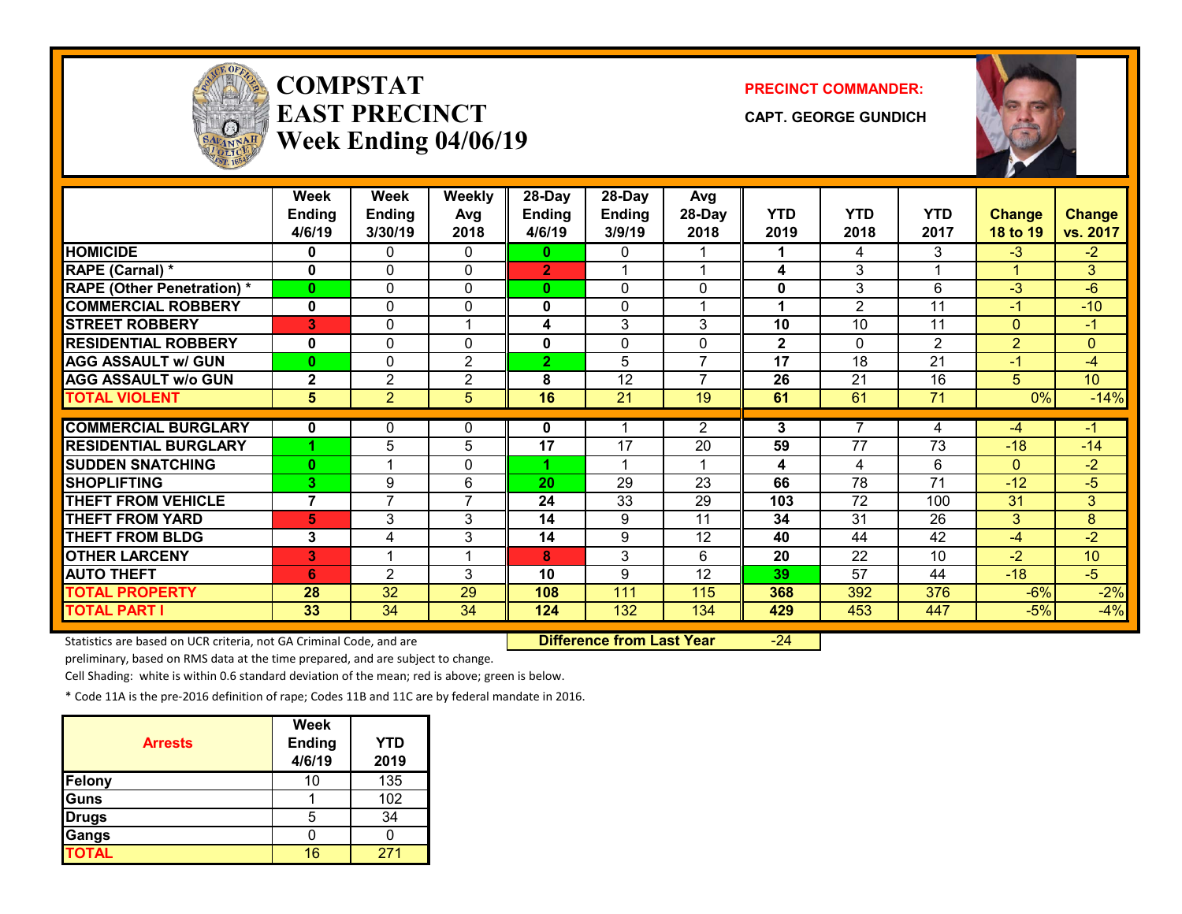# COMPSTAT
# EAST PRECINCT
## Week Ending 04/06/19

**PRECINCT COMMANDER:**

**CAPT. GEORGE GUNDICH**

| | Week Ending 4/6/19 | Week Ending 3/30/19 | Weekly Avg 2018 | 28-Day Ending 4/6/19 | 28-Day Ending 3/9/19 | Avg 28-Day 2018 | YTD 2019 | YTD 2018 | YTD 2017 | Change 18 to 19 | Change vs. 2017 |
|---|---|---|---|---|---|---|---|---|---|---|---|
| HOMICIDE | 0 | 0 | 0 | 0 | 0 | 1 | 1 | 4 | 3 | -3 | -2 |
| RAPE (Carnal) * | 0 | 0 | 0 | 2 | 1 | 1 | 4 | 3 | 1 | 1 | 3 |
| RAPE (Other Penetration) * | 0 | 0 | 0 | 0 | 0 | 0 | 0 | 3 | 6 | -3 | -6 |
| COMMERCIAL ROBBERY | 0 | 0 | 0 | 0 | 0 | 1 | 1 | 2 | 11 | -1 | -10 |
| STREET ROBBERY | 3 | 0 | 1 | 4 | 3 | 3 | 10 | 10 | 11 | 0 | -1 |
| RESIDENTIAL ROBBERY | 0 | 0 | 0 | 0 | 0 | 0 | 2 | 0 | 2 | 2 | 0 |
| AGG ASSAULT w/ GUN | 0 | 0 | 2 | 2 | 5 | 7 | 17 | 18 | 21 | -1 | -4 |
| AGG ASSAULT w/o GUN | 2 | 2 | 2 | 8 | 12 | 7 | 26 | 21 | 16 | 5 | 10 |
| TOTAL VIOLENT | 5 | 2 | 5 | 16 | 21 | 19 | 61 | 61 | 71 | 0% | -14% |
| COMMERCIAL BURGLARY | 0 | 0 | 0 | 0 | 1 | 2 | 3 | 7 | 4 | -4 | -1 |
| RESIDENTIAL BURGLARY | 1 | 5 | 5 | 17 | 17 | 20 | 59 | 77 | 73 | -18 | -14 |
| SUDDEN SNATCHING | 0 | 1 | 0 | 1 | 1 | 1 | 4 | 4 | 6 | 0 | -2 |
| SHOPLIFTING | 3 | 9 | 6 | 20 | 29 | 23 | 66 | 78 | 71 | -12 | -5 |
| THEFT FROM VEHICLE | 7 | 7 | 7 | 24 | 33 | 29 | 103 | 72 | 100 | 31 | 3 |
| THEFT FROM YARD | 5 | 3 | 3 | 14 | 9 | 11 | 34 | 31 | 26 | 3 | 8 |
| THEFT FROM BLDG | 3 | 4 | 3 | 14 | 9 | 12 | 40 | 44 | 42 | -4 | -2 |
| OTHER LARCENY | 3 | 1 | 1 | 8 | 3 | 6 | 20 | 22 | 10 | -2 | 10 |
| AUTO THEFT | 6 | 2 | 3 | 10 | 9 | 12 | 39 | 57 | 44 | -18 | -5 |
| TOTAL PROPERTY | 28 | 32 | 29 | 108 | 111 | 115 | 368 | 392 | 376 | -6% | -2% |
| TOTAL PART I | 33 | 34 | 34 | 124 | 132 | 134 | 429 | 453 | 447 | -5% | -4% |

**Difference from Last Year** -24

Statistics are based on UCR criteria, not GA Criminal Code, and are preliminary, based on RMS data at the time prepared, and are subject to change.

Cell Shading: white is within 0.6 standard deviation of the mean; red is above; green is below.

* Code 11A is the pre-2016 definition of rape; Codes 11B and 11C are by federal mandate in 2016.

| Arrests | Week Ending 4/6/19 | YTD 2019 |
|---|---|---|
| Felony | 10 | 135 |
| Guns | 1 | 102 |
| Drugs | 5 | 34 |
| Gangs | 0 | 0 |
| TOTAL | 16 | 271 |